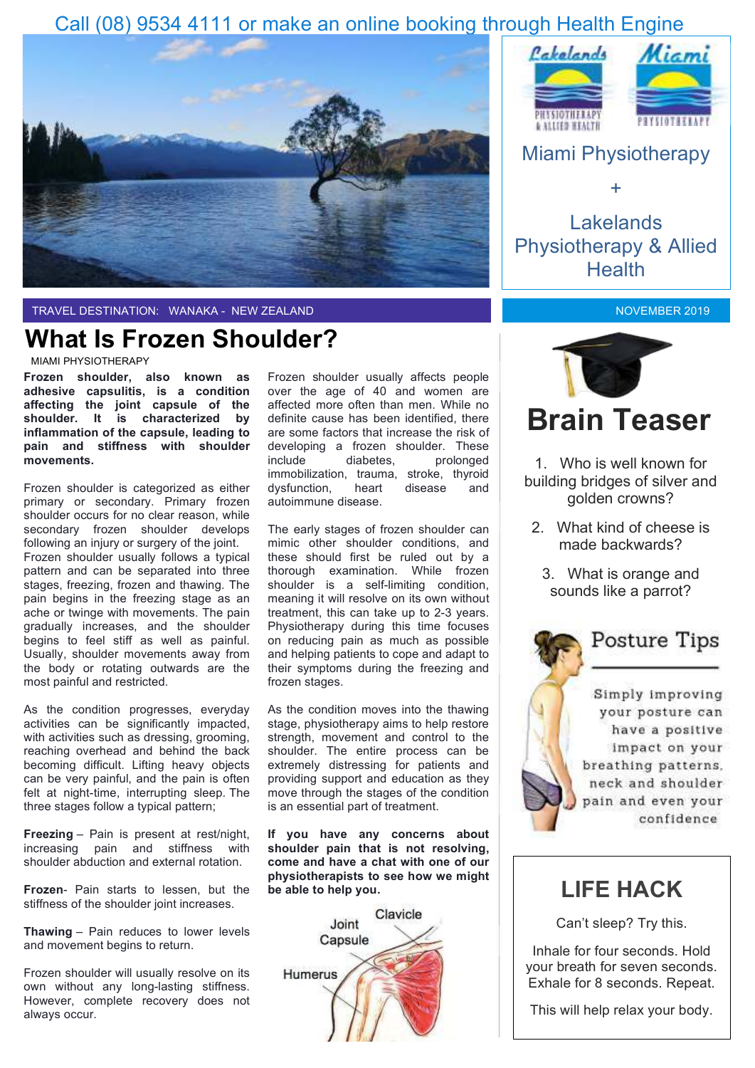Call (08) 9534 4111 or make an online booking through Health Engine

Miami Physiotherapy

+

Lakelands Physiotherapy & Allied Health

TRAVEL DESTINATION: WANAKA - NEW ZEALAND

NOVEMBER 2019

# What Is Frozen Shoulder?

MIAMI PHYSIOTHERAPY

**Frozen shoulder, also known as adhesive capsulitis, is a condition affecting the joint capsule of the shoulder. It is characterized by inflammation of the capsule, leading to pain and stiffness with shoulder movements.**

Frozen shoulder is categorized as either primary or secondary. Primary frozen shoulder occurs for no clear reason, while secondary frozen shoulder develops following an injury or surgery of the joint. Frozen shoulder usually follows a typical pattern and can be separated into three stages, freezing, frozen and thawing. The pain begins in the freezing stage as an ache or twinge with movements. The pain gradually increases, and the shoulder begins to feel stiff as well as painful. Usually, shoulder movements away from the body or rotating outwards are the most painful and restricted.

As the condition progresses, everyday activities can be significantly impacted, with activities such as dressing, grooming, reaching overhead and behind the back becoming difficult. Lifting heavy objects can be very painful, and the pain is often felt at night-time, interrupting sleep. The three stages follow a typical pattern;

**Freezing** – Pain is present at rest/night, increasing pain and stiffness with shoulder abduction and external rotation.

**Frozen**- Pain starts to lessen, but the stiffness of the shoulder joint increases.

**Thawing** – Pain reduces to lower levels and movement begins to return.

Frozen shoulder will usually resolve on its own without any long-lasting stiffness. However, complete recovery does not always occur.

Frozen shoulder usually affects people over the age of 40 and women are affected more often than men. While no definite cause has been identified, there are some factors that increase the risk of developing a frozen shoulder. These include diabetes, prolonged immobilization, trauma, stroke, thyroid dysfunction, heart disease and autoimmune disease.

The early stages of frozen shoulder can mimic other shoulder conditions, and these should first be ruled out by a thorough examination. While frozen shoulder is a self-limiting condition, meaning it will resolve on its own without treatment, this can take up to 2-3 years. Physiotherapy during this time focuses on reducing pain as much as possible and helping patients to cope and adapt to their symptoms during the freezing and frozen stages.

As the condition moves into the thawing stage, physiotherapy aims to help restore strength, movement and control to the shoulder. The entire process can be extremely distressing for patients and providing support and education as they move through the stages of the condition is an essential part of treatment.

**If you have any concerns about shoulder pain that is not resolving, come and have a chat with one of our physiotherapists to see how we might be able to help you.**

Joint Capsule
Clavicle
Humerus

# Brain Teaser

1. Who is well known for building bridges of silver and golden crowns?
2. What kind of cheese is made backwards?
3. What is orange and sounds like a parrot?

## Posture Tips

Simply improving your posture can have a positive impact on your breathing patterns, neck and shoulder pain and even your confidence

## LIFE HACK

Can't sleep? Try this.

Inhale for four seconds. Hold your breath for seven seconds. Exhale for 8 seconds. Repeat.

This will help relax your body.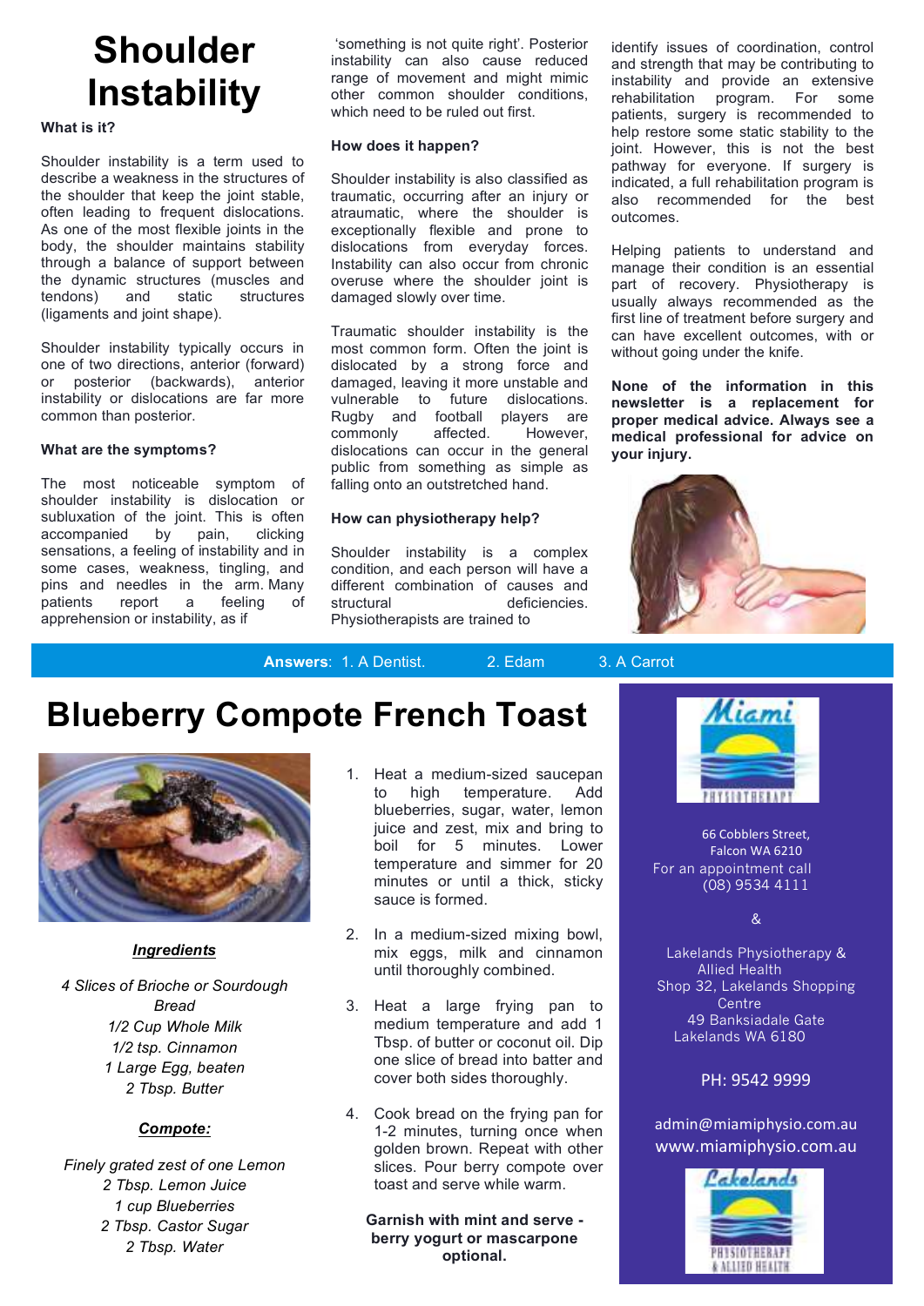# Shoulder Instability

### What is it?

Shoulder instability is a term used to describe a weakness in the structures of the shoulder that keep the joint stable, often leading to frequent dislocations. As one of the most flexible joints in the body, the shoulder maintains stability through a balance of support between the dynamic structures (muscles and tendons) and static structures (ligaments and joint shape).

Shoulder instability typically occurs in one of two directions, anterior (forward) or posterior (backwards), anterior instability or dislocations are far more common than posterior.

### What are the symptoms?

The most noticeable symptom of shoulder instability is dislocation or subluxation of the joint. This is often accompanied by pain, clicking sensations, a feeling of instability and in some cases, weakness, tingling, and pins and needles in the arm. Many patients report a feeling of apprehension or instability, as if 'something is not quite right'. Posterior instability can also cause reduced range of movement and might mimic other common shoulder conditions, which need to be ruled out first.

### How does it happen?

Shoulder instability is also classified as traumatic, occurring after an injury or atraumatic, where the shoulder is exceptionally flexible and prone to dislocations from everyday forces. Instability can also occur from chronic overuse where the shoulder joint is damaged slowly over time.

Traumatic shoulder instability is the most common form. Often the joint is dislocated by a strong force and damaged, leaving it more unstable and vulnerable to future dislocations. Rugby and football players are commonly affected. However, dislocations can occur in the general public from something as simple as falling onto an outstretched hand.

### How can physiotherapy help?

Shoulder instability is a complex condition, and each person will have a different combination of causes and structural deficiencies. Physiotherapists are trained to identify issues of coordination, control and strength that may be contributing to instability and provide an extensive rehabilitation program. For some patients, surgery is recommended to help restore some static stability to the joint. However, this is not the best pathway for everyone. If surgery is indicated, a full rehabilitation program is also recommended for the best outcomes.

Helping patients to understand and manage their condition is an essential part of recovery. Physiotherapy is usually always recommended as the first line of treatment before surgery and can have excellent outcomes, with or without going under the knife.

**None of the information in this newsletter is a replacement for proper medical advice. Always see a medical professional for advice on your injury.**

**Answers**: 1. A Dentist. 2. Edam 3. A Carrot

# Blueberry Compote French Toast

***Ingredients***

*4 Slices of Brioche or Sourdough Bread*
*1/2 Cup Whole Milk*
*1/2 tsp. Cinnamon*
*1 Large Egg, beaten*
*2 Tbsp. Butter*

***Compote:***

*Finely grated zest of one Lemon*
*2 Tbsp. Lemon Juice*
*1 cup Blueberries*
*2 Tbsp. Castor Sugar*
*2 Tbsp. Water*

1. Heat a medium-sized saucepan to high temperature. Add blueberries, sugar, water, lemon juice and zest, mix and bring to boil for 5 minutes. Lower temperature and simmer for 20 minutes or until a thick, sticky sauce is formed.
2. In a medium-sized mixing bowl, mix eggs, milk and cinnamon until thoroughly combined.
3. Heat a large frying pan to medium temperature and add 1 Tbsp. of butter or coconut oil. Dip one slice of bread into batter and cover both sides thoroughly.
4. Cook bread on the frying pan for 1-2 minutes, turning once when golden brown. Repeat with other slices. Pour berry compote over toast and serve while warm.

**Garnish with mint and serve - berry yogurt or mascarpone optional.**

Miami Physiotherapy

66 Cobblers Street,
Falcon WA 6210
For an appointment call
(08) 9534 4111

&

Lakelands Physiotherapy & Allied Health
Shop 32, Lakelands Shopping Centre
49 Banksiadale Gate
Lakelands WA 6180

PH: 9542 9999

admin@miamiphysio.com.au
www.miamiphysio.com.au

Lakelands Physiotherapy & Allied Health